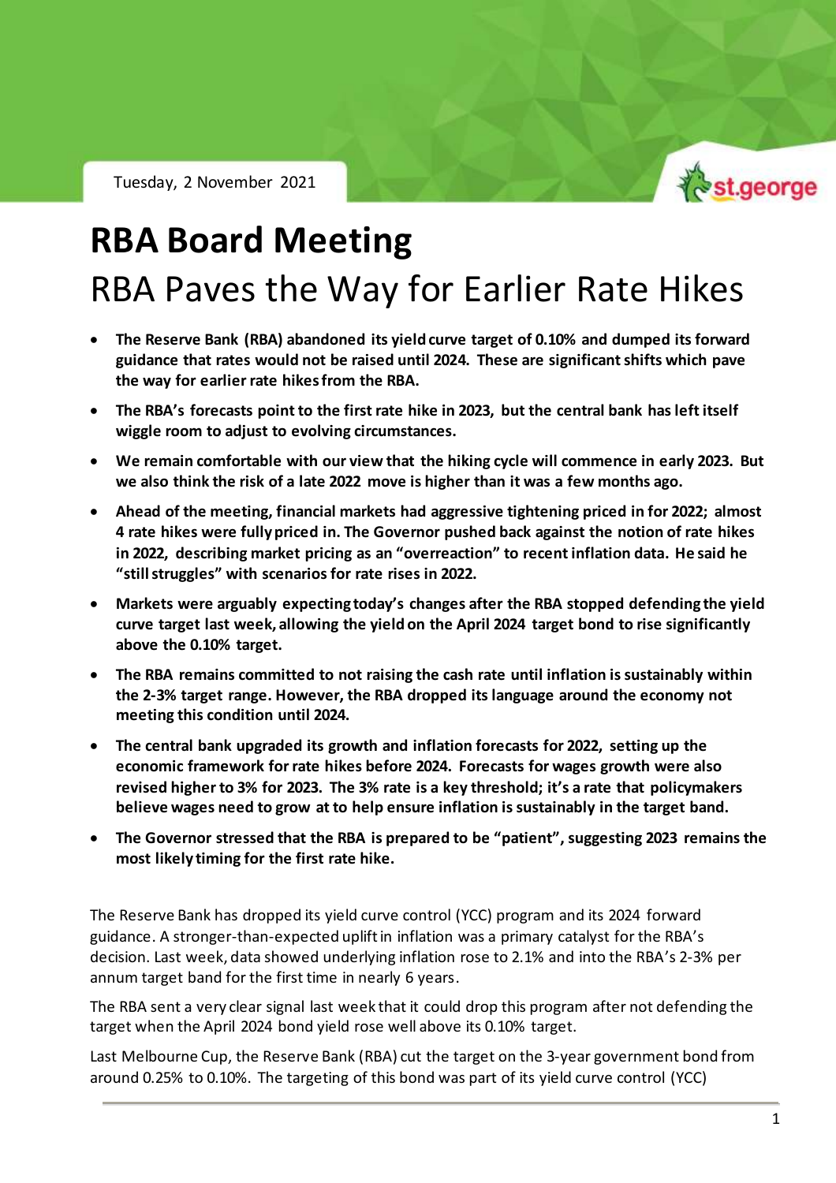Tuesday, 2 November 2021

# RBA Board Meeting

## RBA Paves the Way for Earlier Rate Hikes

- **The Reserve Bank (RBA) abandoned its yield curve target of 0.10% and dumped its forward guidance that rates would not be raised until 2024. These are significant shifts which pave the way for earlier rate hikes from the RBA.**
- **The RBA's forecasts point to the first rate hike in 2023, but the central bank has left itself wiggle room to adjust to evolving circumstances.**
- **We remain comfortable with our view that the hiking cycle will commence in early 2023. But we also think the risk of a late 2022 move is higher than it was a few months ago.**
- **Ahead of the meeting, financial markets had aggressive tightening priced in for 2022; almost 4 rate hikes were fully priced in. The Governor pushed back against the notion of rate hikes in 2022, describing market pricing as an "overreaction" to recent inflation data. He said he "still struggles" with scenarios for rate rises in 2022.**
- **Markets were arguably expecting today's changes after the RBA stopped defending the yield curve target last week, allowing the yield on the April 2024 target bond to rise significantly above the 0.10% target.**
- **The RBA remains committed to not raising the cash rate until inflation is sustainably within the 2-3% target range. However, the RBA dropped its language around the economy not meeting this condition until 2024.**
- **The central bank upgraded its growth and inflation forecasts for 2022, setting up the economic framework for rate hikes before 2024. Forecasts for wages growth were also revised higher to 3% for 2023. The 3% rate is a key threshold; it's a rate that policymakers believe wages need to grow at to help ensure inflation is sustainably in the target band.**
- **The Governor stressed that the RBA is prepared to be "patient", suggesting 2023 remains the most likely timing for the first rate hike.**

The Reserve Bank has dropped its yield curve control (YCC) program and its 2024 forward guidance. A stronger-than-expected uplift in inflation was a primary catalyst for the RBA's decision. Last week, data showed underlying inflation rose to 2.1% and into the RBA's 2-3% per annum target band for the first time in nearly 6 years.

The RBA sent a very clear signal last week that it could drop this program after not defending the target when the April 2024 bond yield rose well above its 0.10% target.

Last Melbourne Cup, the Reserve Bank (RBA) cut the target on the 3-year government bond from around 0.25% to 0.10%. The targeting of this bond was part of its yield curve control (YCC)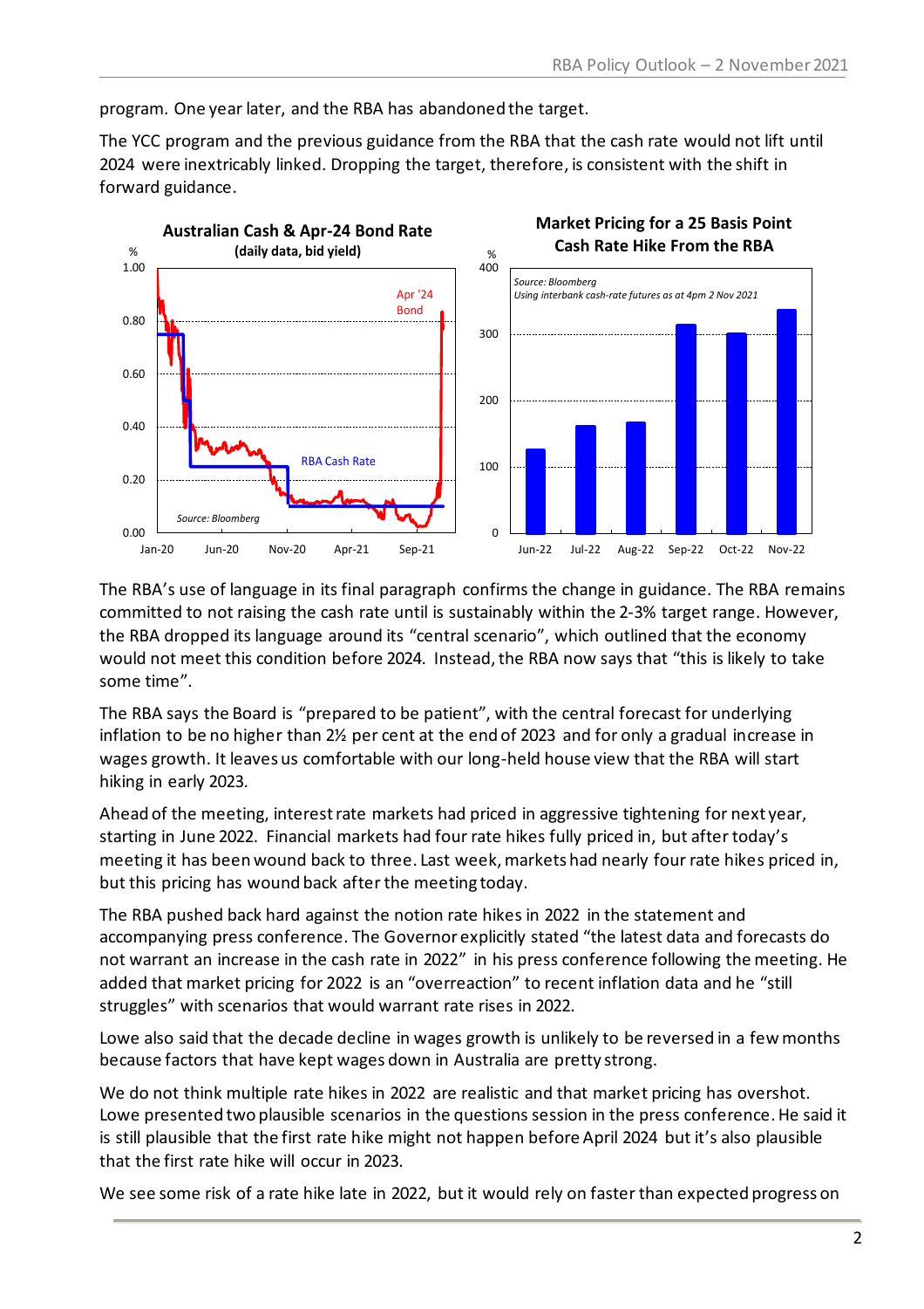program. One year later, and the RBA has abandoned the target.

The YCC program and the previous guidance from the RBA that the cash rate would not lift until 2024 were inextricably linked. Dropping the target, therefore, is consistent with the shift in forward guidance.

**Australian Cash & Apr-24 Bond Rate**
**(daily data, bid yield)**

Source: Bloomberg

**Market Pricing for a 25 Basis Point Cash Rate Hike From the RBA**

Source: Bloomberg
Using interbank cash-rate futures as at 4pm 2 Nov 2021

The RBA's use of language in its final paragraph confirms the change in guidance. The RBA remains committed to not raising the cash rate until is sustainably within the 2-3% target range. However, the RBA dropped its language around its "central scenario", which outlined that the economy would not meet this condition before 2024. Instead, the RBA now says that "this is likely to take some time".

The RBA says the Board is "prepared to be patient", with the central forecast for underlying inflation to be no higher than 2½ per cent at the end of 2023 and for only a gradual increase in wages growth. It leaves us comfortable with our long-held house view that the RBA will start hiking in early 2023.

Ahead of the meeting, interest rate markets had priced in aggressive tightening for next year, starting in June 2022. Financial markets had four rate hikes fully priced in, but after today's meeting it has been wound back to three. Last week, markets had nearly four rate hikes priced in, but this pricing has wound back after the meeting today.

The RBA pushed back hard against the notion rate hikes in 2022 in the statement and accompanying press conference. The Governor explicitly stated "the latest data and forecasts do not warrant an increase in the cash rate in 2022" in his press conference following the meeting. He added that market pricing for 2022 is an "overreaction" to recent inflation data and he "still struggles" with scenarios that would warrant rate rises in 2022.

Lowe also said that the decade decline in wages growth is unlikely to be reversed in a few months because factors that have kept wages down in Australia are pretty strong.

We do not think multiple rate hikes in 2022 are realistic and that market pricing has overshot. Lowe presented two plausible scenarios in the questions session in the press conference. He said it is still plausible that the first rate hike might not happen before April 2024 but it's also plausible that the first rate hike will occur in 2023.

We see some risk of a rate hike late in 2022, but it would rely on faster than expected progress on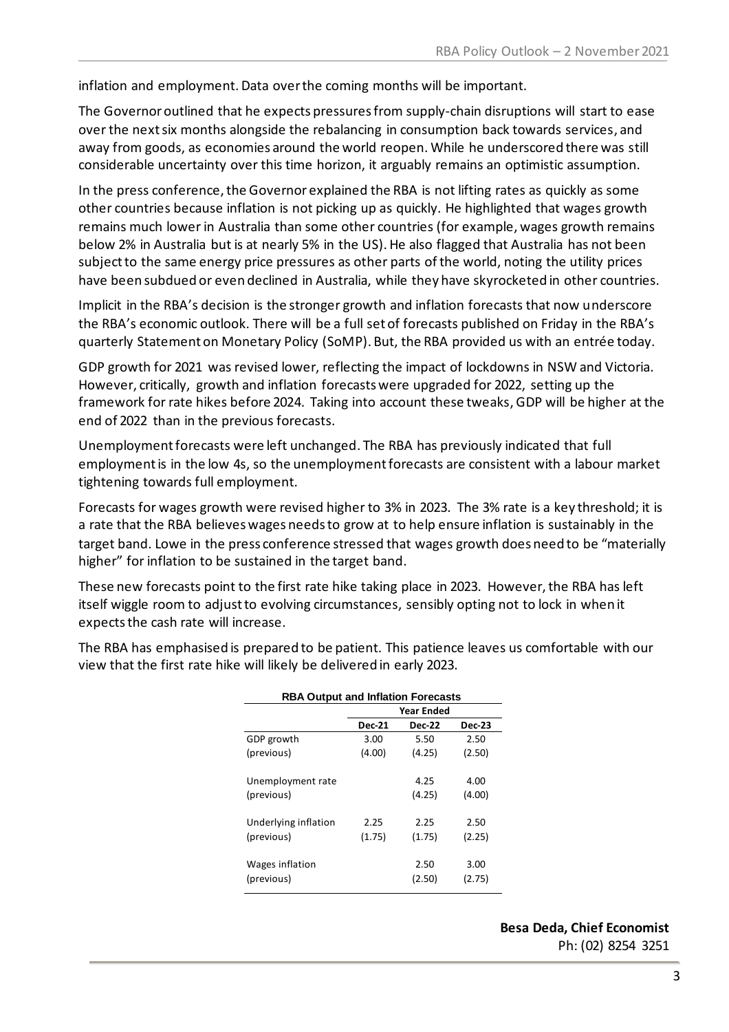inflation and employment. Data over the coming months will be important.

The Governor outlined that he expects pressures from supply-chain disruptions will start to ease over the next six months alongside the rebalancing in consumption back towards services, and away from goods, as economies around the world reopen. While he underscored there was still considerable uncertainty over this time horizon, it arguably remains an optimistic assumption.

In the press conference, the Governor explained the RBA is not lifting rates as quickly as some other countries because inflation is not picking up as quickly. He highlighted that wages growth remains much lower in Australia than some other countries (for example, wages growth remains below 2% in Australia but is at nearly 5% in the US). He also flagged that Australia has not been subject to the same energy price pressures as other parts of the world, noting the utility prices have been subdued or even declined in Australia, while they have skyrocketed in other countries.

Implicit in the RBA's decision is the stronger growth and inflation forecasts that now underscore the RBA's economic outlook. There will be a full set of forecasts published on Friday in the RBA's quarterly Statement on Monetary Policy (SoMP). But, the RBA provided us with an entrée today.

GDP growth for 2021 was revised lower, reflecting the impact of lockdowns in NSW and Victoria. However, critically, growth and inflation forecasts were upgraded for 2022, setting up the framework for rate hikes before 2024. Taking into account these tweaks, GDP will be higher at the end of 2022 than in the previous forecasts.

Unemployment forecasts were left unchanged. The RBA has previously indicated that full employment is in the low 4s, so the unemployment forecasts are consistent with a labour market tightening towards full employment.

Forecasts for wages growth were revised higher to 3% in 2023. The 3% rate is a key threshold; it is a rate that the RBA believes wages needs to grow at to help ensure inflation is sustainably in the target band. Lowe in the press conference stressed that wages growth does need to be "materially higher" for inflation to be sustained in the target band.

These new forecasts point to the first rate hike taking place in 2023. However, the RBA has left itself wiggle room to adjust to evolving circumstances, sensibly opting not to lock in when it expects the cash rate will increase.

The RBA has emphasised is prepared to be patient. This patience leaves us comfortable with our view that the first rate hike will likely be delivered in early 2023.

**RBA Output and Inflation Forecasts**

| | Year Ended | | |
|---|---|---|---|
| | **Dec-21** | **Dec-22** | **Dec-23** |
| GDP growth | 3.00 | 5.50 | 2.50 |
| (previous) | (4.00) | (4.25) | (2.50) |
| Unemployment rate | | 4.25 | 4.00 |
| (previous) | | (4.25) | (4.00) |
| Underlying inflation | 2.25 | 2.25 | 2.50 |
| (previous) | (1.75) | (1.75) | (2.25) |
| Wages inflation | | 2.50 | 3.00 |
| (previous) | | (2.50) | (2.75) |

**Besa Deda, Chief Economist**
Ph: (02) 8254 3251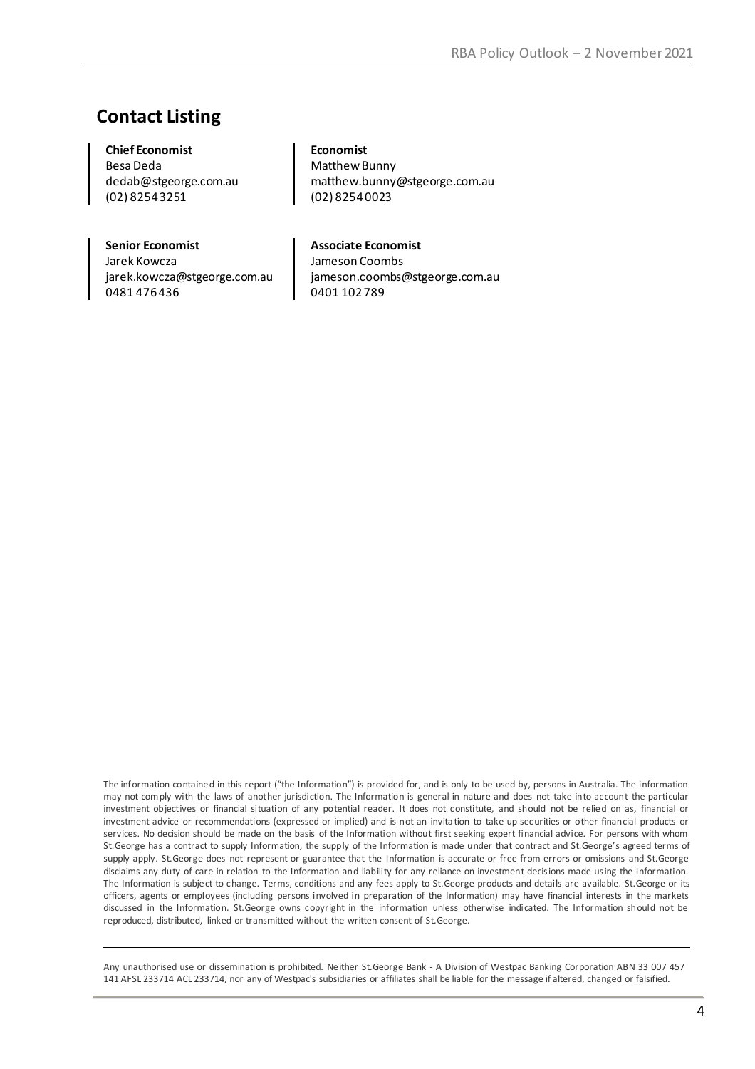## Contact Listing

**Chief Economist**
Besa Deda
dedab@stgeorge.com.au
(02) 8254 3251

**Economist**
Matthew Bunny
matthew.bunny@stgeorge.com.au
(02) 8254 0023

**Senior Economist**
Jarek Kowcza
jarek.kowcza@stgeorge.com.au
0481 476 436

**Associate Economist**
Jameson Coombs
jameson.coombs@stgeorge.com.au
0401 102 789

The information contained in this report ("the Information") is provided for, and is only to be used by, persons in Australia. The information may not comply with the laws of another jurisdiction. The Information is general in nature and does not take into account the particular investment objectives or financial situation of any potential reader. It does not constitute, and should not be relied on as, financial or investment advice or recommendations (expressed or implied) and is not an invitation to take up securities or other financial products or services. No decision should be made on the basis of the Information without first seeking expert financial advice. For persons with whom St.George has a contract to supply Information, the supply of the Information is made under that contract and St.George's agreed terms of supply apply. St.George does not represent or guarantee that the Information is accurate or free from errors or omissions and St.George disclaims any duty of care in relation to the Information and liability for any reliance on investment decisions made using the Information. The Information is subject to change. Terms, conditions and any fees apply to St.George products and details are available. St.George or its officers, agents or employees (including persons involved in preparation of the Information) may have financial interests in the markets discussed in the Information. St.George owns copyright in the information unless otherwise indicated. The Information should not be reproduced, distributed, linked or transmitted without the written consent of St.George.

Any unauthorised use or dissemination is prohibited. Neither St.George Bank - A Division of Westpac Banking Corporation ABN 33 007 457 141 AFSL 233714 ACL 233714, nor any of Westpac's subsidiaries or affiliates shall be liable for the message if altered, changed or falsified.